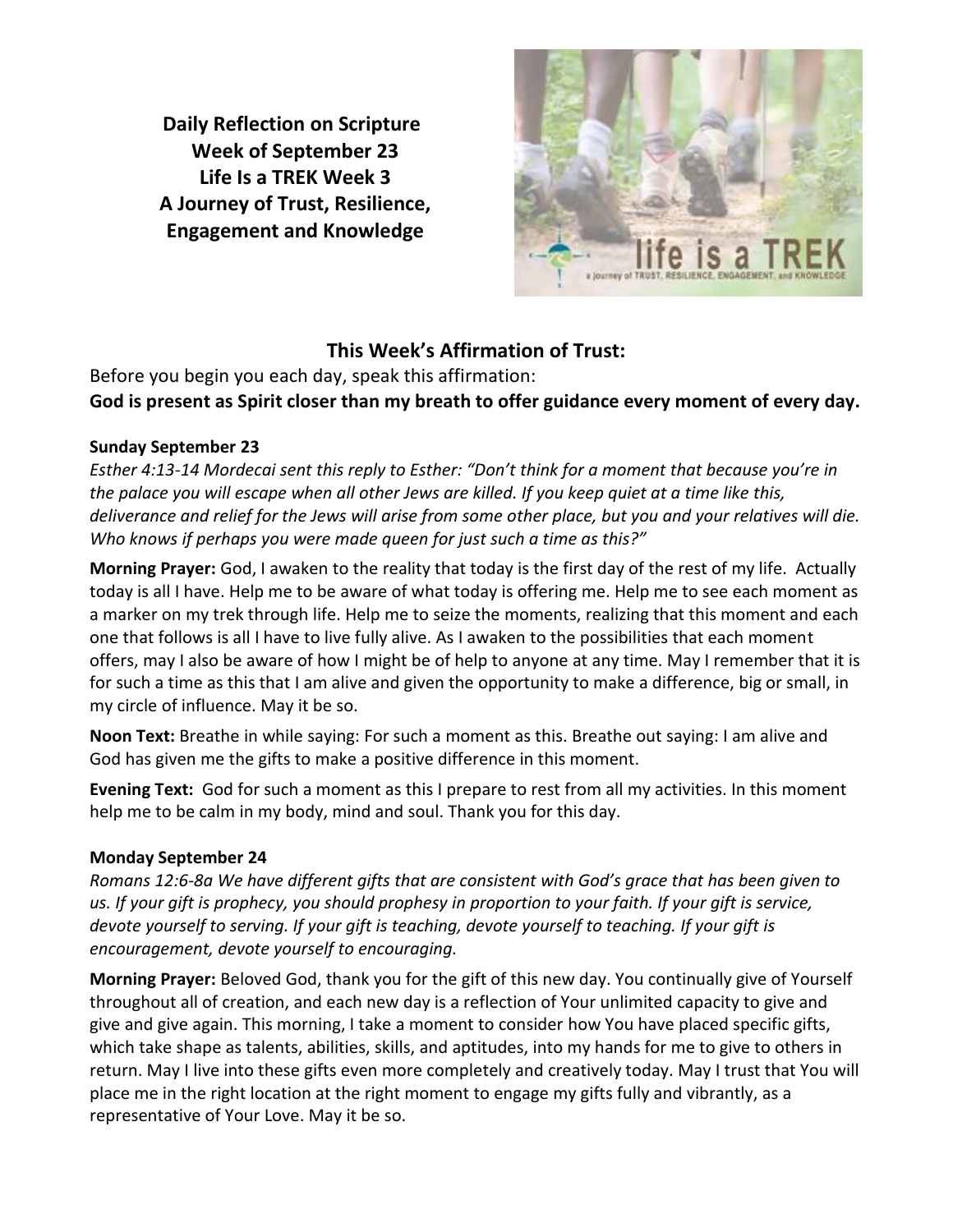**Daily Reflection on Scripture**
**Week of September 23**
**Life Is a TREK Week 3**
**A Journey of Trust, Resilience, Engagement and Knowledge**

## This Week's Affirmation of Trust:

Before you begin you each day, speak this affirmation:

**God is present as Spirit closer than my breath to offer guidance every moment of every day.**

### Sunday September 23

*Esther 4:13-14 Mordecai sent this reply to Esther: "Don't think for a moment that because you're in the palace you will escape when all other Jews are killed. If you keep quiet at a time like this, deliverance and relief for the Jews will arise from some other place, but you and your relatives will die. Who knows if perhaps you were made queen for just such a time as this?"*

**Morning Prayer:** God, I awaken to the reality that today is the first day of the rest of my life. Actually today is all I have. Help me to be aware of what today is offering me. Help me to see each moment as a marker on my trek through life. Help me to seize the moments, realizing that this moment and each one that follows is all I have to live fully alive. As I awaken to the possibilities that each moment offers, may I also be aware of how I might be of help to anyone at any time. May I remember that it is for such a time as this that I am alive and given the opportunity to make a difference, big or small, in my circle of influence. May it be so.

**Noon Text:** Breathe in while saying: For such a moment as this. Breathe out saying: I am alive and God has given me the gifts to make a positive difference in this moment.

**Evening Text:** God for such a moment as this I prepare to rest from all my activities. In this moment help me to be calm in my body, mind and soul. Thank you for this day.

### Monday September 24

*Romans 12:6-8a We have different gifts that are consistent with God's grace that has been given to us. If your gift is prophecy, you should prophesy in proportion to your faith. If your gift is service, devote yourself to serving. If your gift is teaching, devote yourself to teaching. If your gift is encouragement, devote yourself to encouraging.*

**Morning Prayer:** Beloved God, thank you for the gift of this new day. You continually give of Yourself throughout all of creation, and each new day is a reflection of Your unlimited capacity to give and give and give again. This morning, I take a moment to consider how You have placed specific gifts, which take shape as talents, abilities, skills, and aptitudes, into my hands for me to give to others in return. May I live into these gifts even more completely and creatively today. May I trust that You will place me in the right location at the right moment to engage my gifts fully and vibrantly, as a representative of Your Love. May it be so.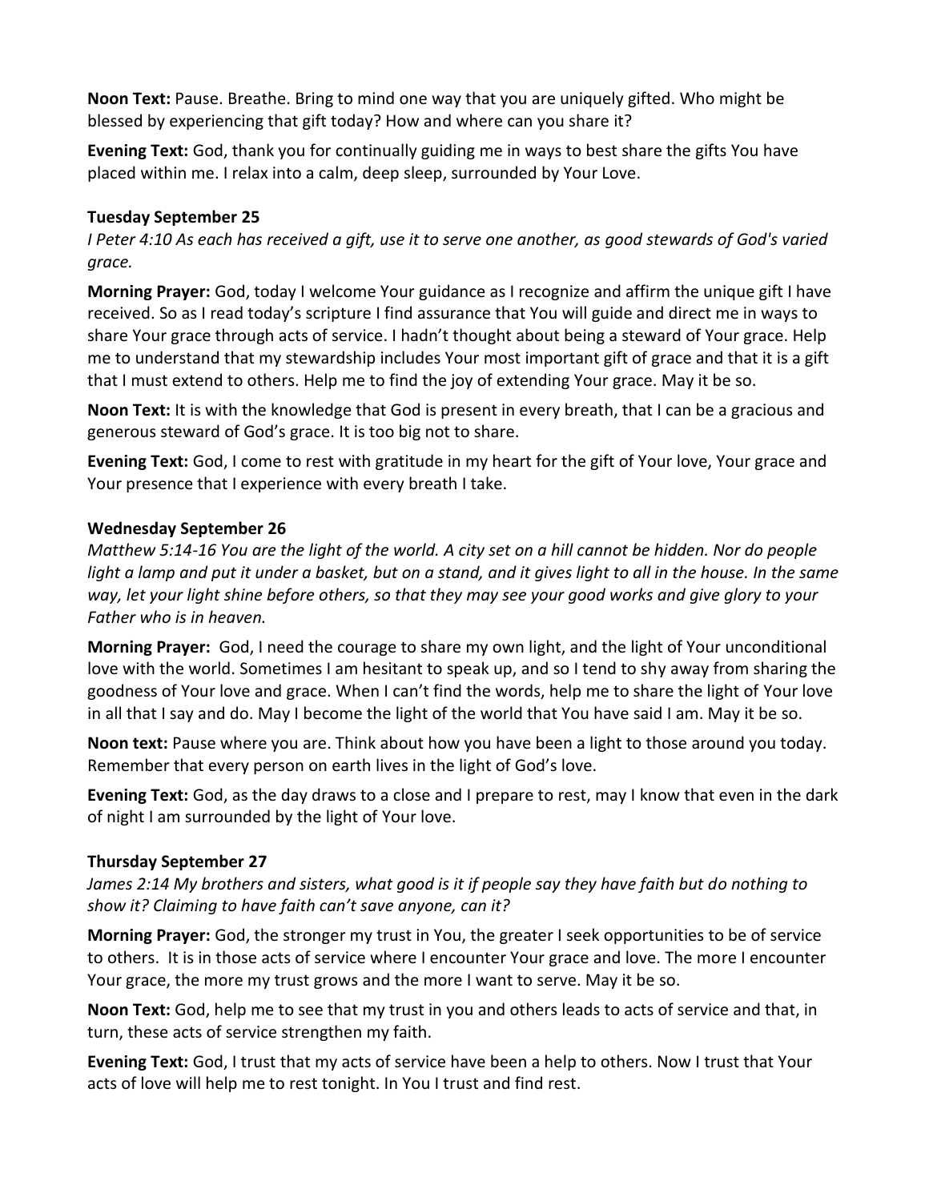**Noon Text:** Pause. Breathe. Bring to mind one way that you are uniquely gifted. Who might be blessed by experiencing that gift today? How and where can you share it?

**Evening Text:** God, thank you for continually guiding me in ways to best share the gifts You have placed within me. I relax into a calm, deep sleep, surrounded by Your Love.

**Tuesday September 25**

*I Peter 4:10 As each has received a gift, use it to serve one another, as good stewards of God's varied grace.*

**Morning Prayer:** God, today I welcome Your guidance as I recognize and affirm the unique gift I have received. So as I read today's scripture I find assurance that You will guide and direct me in ways to share Your grace through acts of service. I hadn't thought about being a steward of Your grace. Help me to understand that my stewardship includes Your most important gift of grace and that it is a gift that I must extend to others. Help me to find the joy of extending Your grace. May it be so.

**Noon Text:** It is with the knowledge that God is present in every breath, that I can be a gracious and generous steward of God's grace. It is too big not to share.

**Evening Text:** God, I come to rest with gratitude in my heart for the gift of Your love, Your grace and Your presence that I experience with every breath I take.

**Wednesday September 26**

*Matthew 5:14-16 You are the light of the world. A city set on a hill cannot be hidden. Nor do people light a lamp and put it under a basket, but on a stand, and it gives light to all in the house. In the same way, let your light shine before others, so that they may see your good works and give glory to your Father who is in heaven.*

**Morning Prayer:** God, I need the courage to share my own light, and the light of Your unconditional love with the world. Sometimes I am hesitant to speak up, and so I tend to shy away from sharing the goodness of Your love and grace. When I can't find the words, help me to share the light of Your love in all that I say and do. May I become the light of the world that You have said I am. May it be so.

**Noon text:** Pause where you are. Think about how you have been a light to those around you today. Remember that every person on earth lives in the light of God's love.

**Evening Text:** God, as the day draws to a close and I prepare to rest, may I know that even in the dark of night I am surrounded by the light of Your love.

**Thursday September 27**

*James 2:14 My brothers and sisters, what good is it if people say they have faith but do nothing to show it? Claiming to have faith can't save anyone, can it?*

**Morning Prayer:** God, the stronger my trust in You, the greater I seek opportunities to be of service to others. It is in those acts of service where I encounter Your grace and love. The more I encounter Your grace, the more my trust grows and the more I want to serve. May it be so.

**Noon Text:** God, help me to see that my trust in you and others leads to acts of service and that, in turn, these acts of service strengthen my faith.

**Evening Text:** God, I trust that my acts of service have been a help to others. Now I trust that Your acts of love will help me to rest tonight. In You I trust and find rest.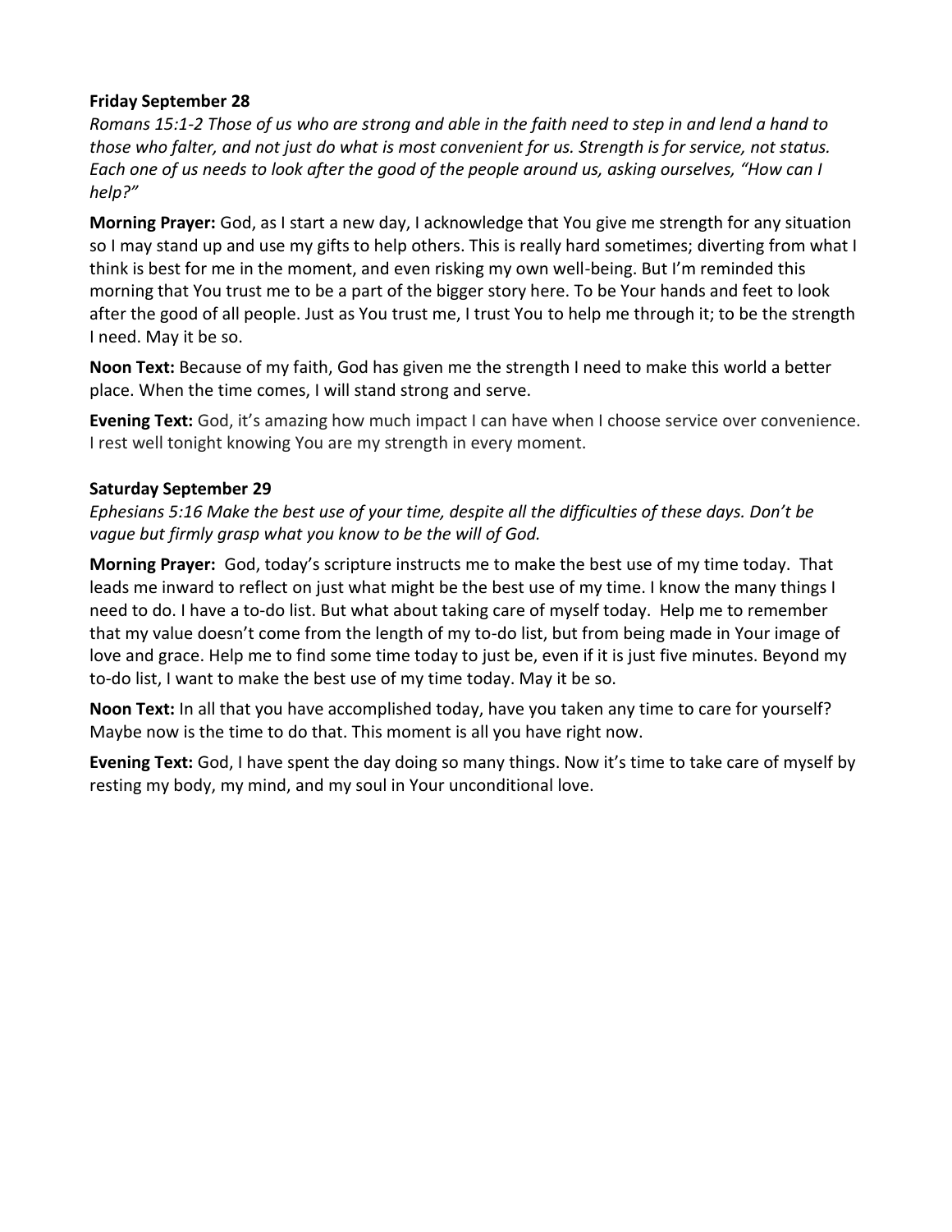**Friday September 28**

*Romans 15:1-2 Those of us who are strong and able in the faith need to step in and lend a hand to those who falter, and not just do what is most convenient for us. Strength is for service, not status. Each one of us needs to look after the good of the people around us, asking ourselves, "How can I help?"*

**Morning Prayer:** God, as I start a new day, I acknowledge that You give me strength for any situation so I may stand up and use my gifts to help others. This is really hard sometimes; diverting from what I think is best for me in the moment, and even risking my own well-being. But I'm reminded this morning that You trust me to be a part of the bigger story here. To be Your hands and feet to look after the good of all people. Just as You trust me, I trust You to help me through it; to be the strength I need. May it be so.

**Noon Text:** Because of my faith, God has given me the strength I need to make this world a better place. When the time comes, I will stand strong and serve.

**Evening Text:** God, it's amazing how much impact I can have when I choose service over convenience. I rest well tonight knowing You are my strength in every moment.

**Saturday September 29**

*Ephesians 5:16 Make the best use of your time, despite all the difficulties of these days. Don't be vague but firmly grasp what you know to be the will of God.*

**Morning Prayer:** God, today's scripture instructs me to make the best use of my time today. That leads me inward to reflect on just what might be the best use of my time. I know the many things I need to do. I have a to-do list. But what about taking care of myself today. Help me to remember that my value doesn't come from the length of my to-do list, but from being made in Your image of love and grace. Help me to find some time today to just be, even if it is just five minutes. Beyond my to-do list, I want to make the best use of my time today. May it be so.

**Noon Text:** In all that you have accomplished today, have you taken any time to care for yourself? Maybe now is the time to do that. This moment is all you have right now.

**Evening Text:** God, I have spent the day doing so many things. Now it's time to take care of myself by resting my body, my mind, and my soul in Your unconditional love.